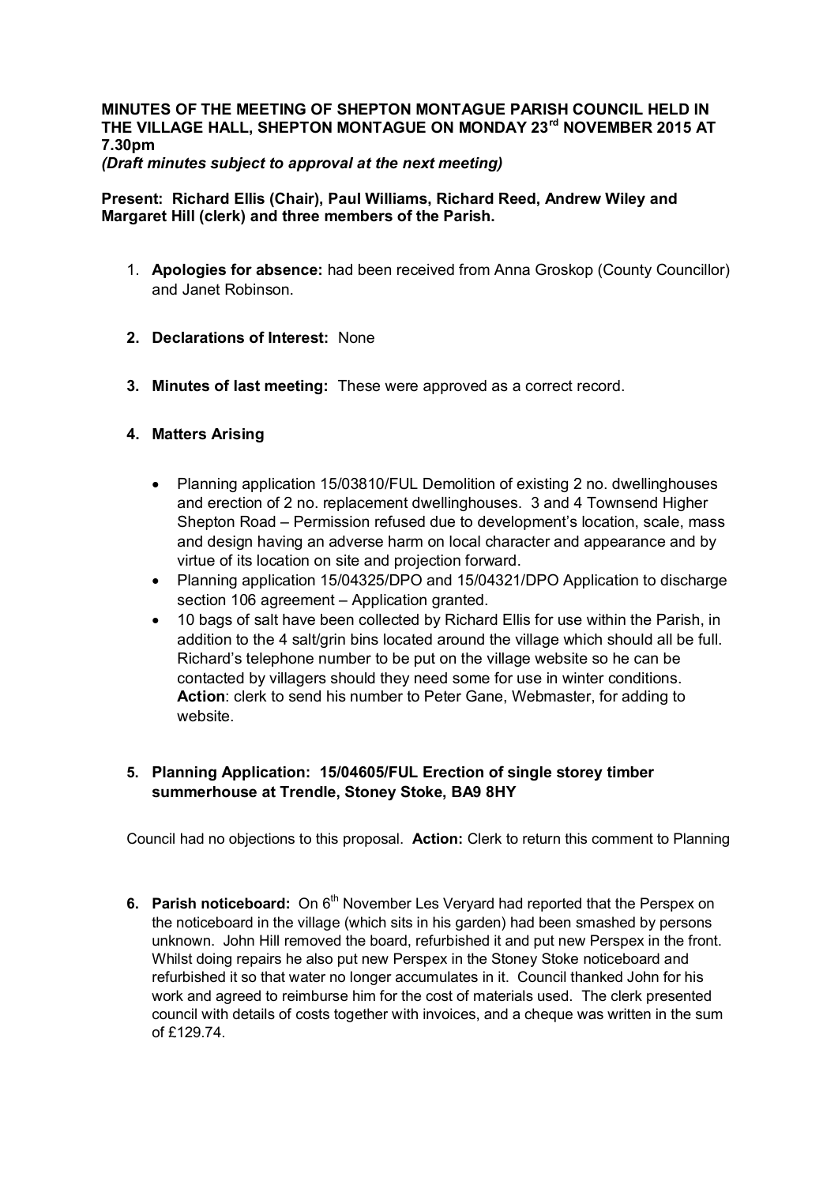**MINUTES OF THE MEETING OF SHEPTON MONTAGUE PARISH COUNCIL HELD IN THE VILLAGE HALL, SHEPTON MONTAGUE ON MONDAY 23rd NOVEMBER 2015 AT 7.30pm**
***(Draft minutes subject to approval at the next meeting)***

**Present: Richard Ellis (Chair), Paul Williams, Richard Reed, Andrew Wiley and Margaret Hill (clerk) and three members of the Parish.**

1. **Apologies for absence:** had been received from Anna Groskop (County Councillor) and Janet Robinson.

2. **Declarations of Interest:** None

3. **Minutes of last meeting:** These were approved as a correct record.

4. **Matters Arising**

   - Planning application 15/03810/FUL Demolition of existing 2 no. dwellinghouses and erection of 2 no. replacement dwellinghouses. 3 and 4 Townsend Higher Shepton Road – Permission refused due to development's location, scale, mass and design having an adverse harm on local character and appearance and by virtue of its location on site and projection forward.
   - Planning application 15/04325/DPO and 15/04321/DPO Application to discharge section 106 agreement – Application granted.
   - 10 bags of salt have been collected by Richard Ellis for use within the Parish, in addition to the 4 salt/grin bins located around the village which should all be full. Richard's telephone number to be put on the village website so he can be contacted by villagers should they need some for use in winter conditions. **Action**: clerk to send his number to Peter Gane, Webmaster, for adding to website.

5. **Planning Application: 15/04605/FUL Erection of single storey timber summerhouse at Trendle, Stoney Stoke, BA9 8HY**

Council had no objections to this proposal. **Action:** Clerk to return this comment to Planning

6. **Parish noticeboard:** On 6th November Les Veryard had reported that the Perspex on the noticeboard in the village (which sits in his garden) had been smashed by persons unknown. John Hill removed the board, refurbished it and put new Perspex in the front. Whilst doing repairs he also put new Perspex in the Stoney Stoke noticeboard and refurbished it so that water no longer accumulates in it. Council thanked John for his work and agreed to reimburse him for the cost of materials used. The clerk presented council with details of costs together with invoices, and a cheque was written in the sum of £129.74.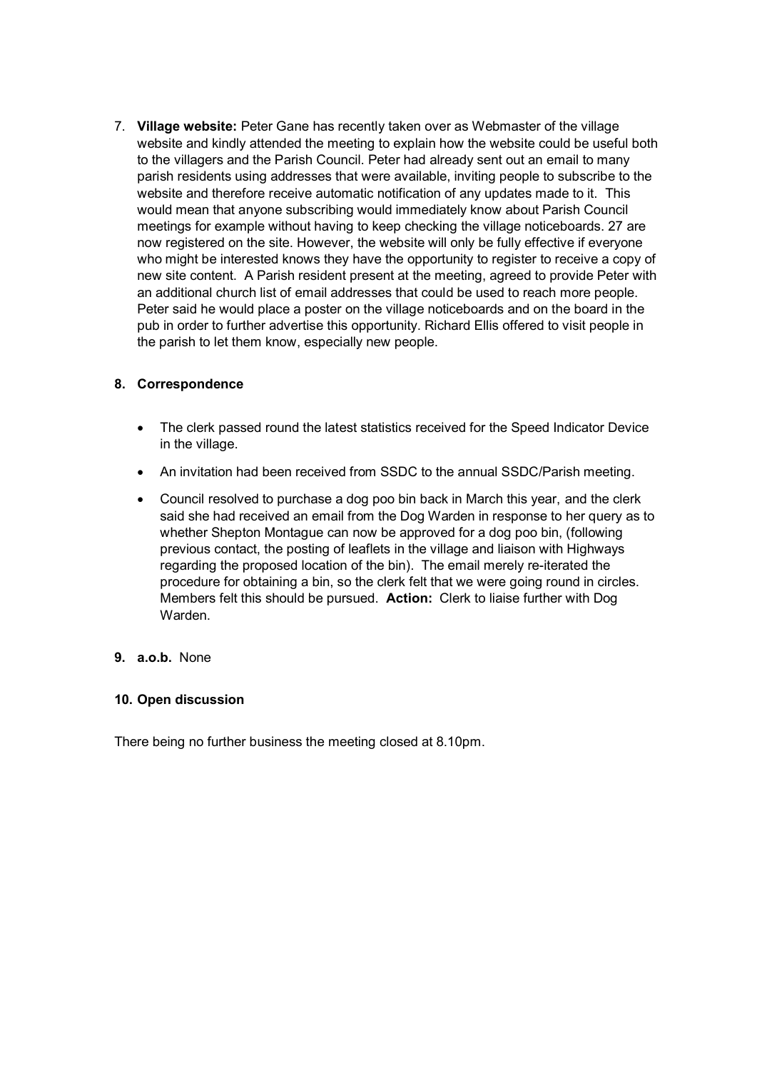7. **Village website:** Peter Gane has recently taken over as Webmaster of the village website and kindly attended the meeting to explain how the website could be useful both to the villagers and the Parish Council. Peter had already sent out an email to many parish residents using addresses that were available, inviting people to subscribe to the website and therefore receive automatic notification of any updates made to it. This would mean that anyone subscribing would immediately know about Parish Council meetings for example without having to keep checking the village noticeboards. 27 are now registered on the site. However, the website will only be fully effective if everyone who might be interested knows they have the opportunity to register to receive a copy of new site content. A Parish resident present at the meeting, agreed to provide Peter with an additional church list of email addresses that could be used to reach more people. Peter said he would place a poster on the village noticeboards and on the board in the pub in order to further advertise this opportunity. Richard Ellis offered to visit people in the parish to let them know, especially new people.

8. **Correspondence**

   - The clerk passed round the latest statistics received for the Speed Indicator Device in the village.
   - An invitation had been received from SSDC to the annual SSDC/Parish meeting.
   - Council resolved to purchase a dog poo bin back in March this year, and the clerk said she had received an email from the Dog Warden in response to her query as to whether Shepton Montague can now be approved for a dog poo bin, (following previous contact, the posting of leaflets in the village and liaison with Highways regarding the proposed location of the bin). The email merely re-iterated the procedure for obtaining a bin, so the clerk felt that we were going round in circles. Members felt this should be pursued. **Action:** Clerk to liaise further with Dog Warden.

9. **a.o.b.** None

10. **Open discussion**

There being no further business the meeting closed at 8.10pm.